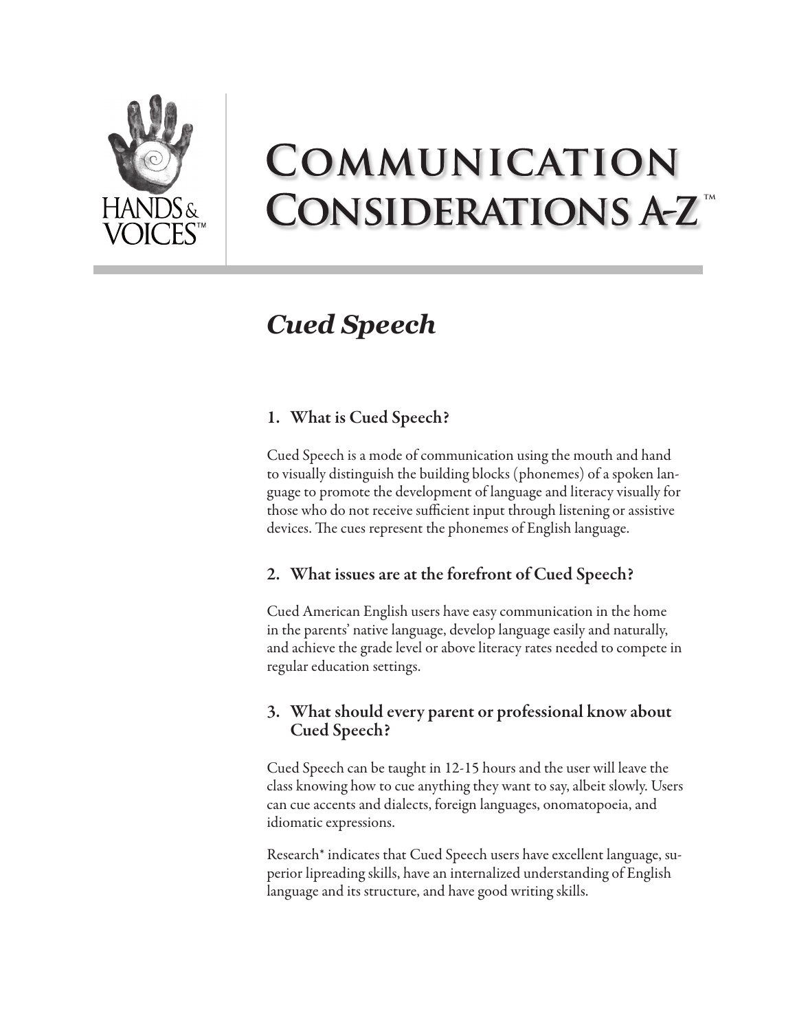HANDS & VOICES™

# Communication Considerations A-Z™

## *Cued Speech*

### 1. What is Cued Speech?

Cued Speech is a mode of communication using the mouth and hand to visually distinguish the building blocks (phonemes) of a spoken language to promote the development of language and literacy visually for those who do not receive sufficient input through listening or assistive devices. The cues represent the phonemes of English language.

### 2. What issues are at the forefront of Cued Speech?

Cued American English users have easy communication in the home in the parents' native language, develop language easily and naturally, and achieve the grade level or above literacy rates needed to compete in regular education settings.

### 3. What should every parent or professional know about Cued Speech?

Cued Speech can be taught in 12-15 hours and the user will leave the class knowing how to cue anything they want to say, albeit slowly. Users can cue accents and dialects, foreign languages, onomatopoeia, and idiomatic expressions.

Research* indicates that Cued Speech users have excellent language, superior lipreading skills, have an internalized understanding of English language and its structure, and have good writing skills.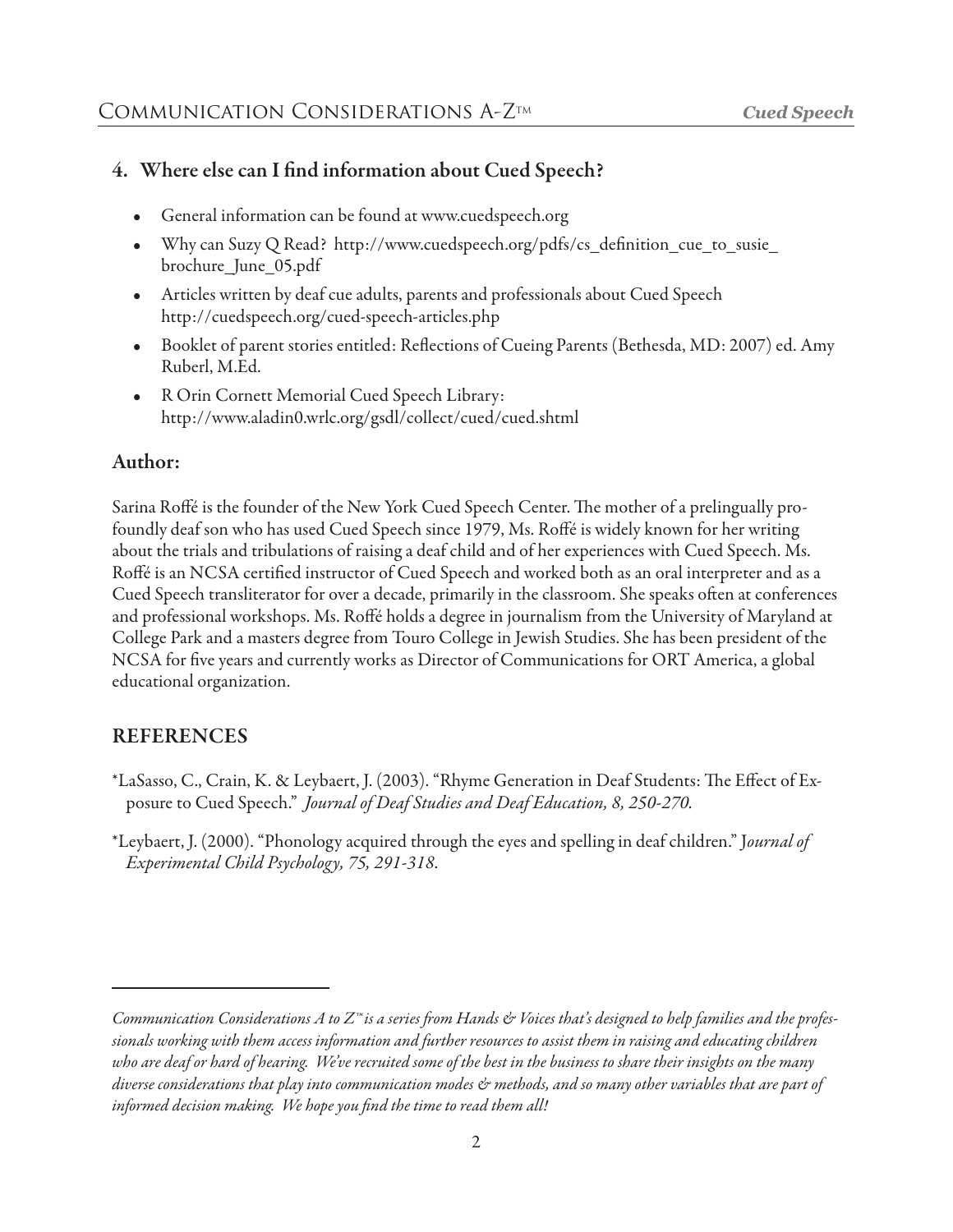## 4. Where else can I find information about Cued Speech?

- General information can be found at www.cuedspeech.org
- Why can Suzy Q Read? http://www.cuedspeech.org/pdfs/cs_definition_cue_to_susie_brochure_June_05.pdf
- Articles written by deaf cue adults, parents and professionals about Cued Speech http://cuedspeech.org/cued-speech-articles.php
- Booklet of parent stories entitled: Reflections of Cueing Parents (Bethesda, MD: 2007) ed. Amy Ruberl, M.Ed.
- R Orin Cornett Memorial Cued Speech Library: http://www.aladin0.wrlc.org/gsdl/collect/cued/cued.shtml

## Author:

Sarina Roffé is the founder of the New York Cued Speech Center. The mother of a prelingually profoundly deaf son who has used Cued Speech since 1979, Ms. Roffé is widely known for her writing about the trials and tribulations of raising a deaf child and of her experiences with Cued Speech. Ms. Roffé is an NCSA certified instructor of Cued Speech and worked both as an oral interpreter and as a Cued Speech transliterator for over a decade, primarily in the classroom. She speaks often at conferences and professional workshops. Ms. Roffé holds a degree in journalism from the University of Maryland at College Park and a masters degree from Touro College in Jewish Studies. She has been president of the NCSA for five years and currently works as Director of Communications for ORT America, a global educational organization.

## REFERENCES

*LaSasso, C., Crain, K. & Leybaert, J. (2003). "Rhyme Generation in Deaf Students: The Effect of Exposure to Cued Speech." *Journal of Deaf Studies and Deaf Education, 8, 250-270.*

*Leybaert, J. (2000). "Phonology acquired through the eyes and spelling in deaf children." J*ournal of Experimental Child Psychology, 75, 291-318*.

---

*Communication Considerations A to Z™ is a series from Hands & Voices that's designed to help families and the professionals working with them access information and further resources to assist them in raising and educating children who are deaf or hard of hearing. We've recruited some of the best in the business to share their insights on the many diverse considerations that play into communication modes & methods, and so many other variables that are part of informed decision making. We hope you find the time to read them all!*